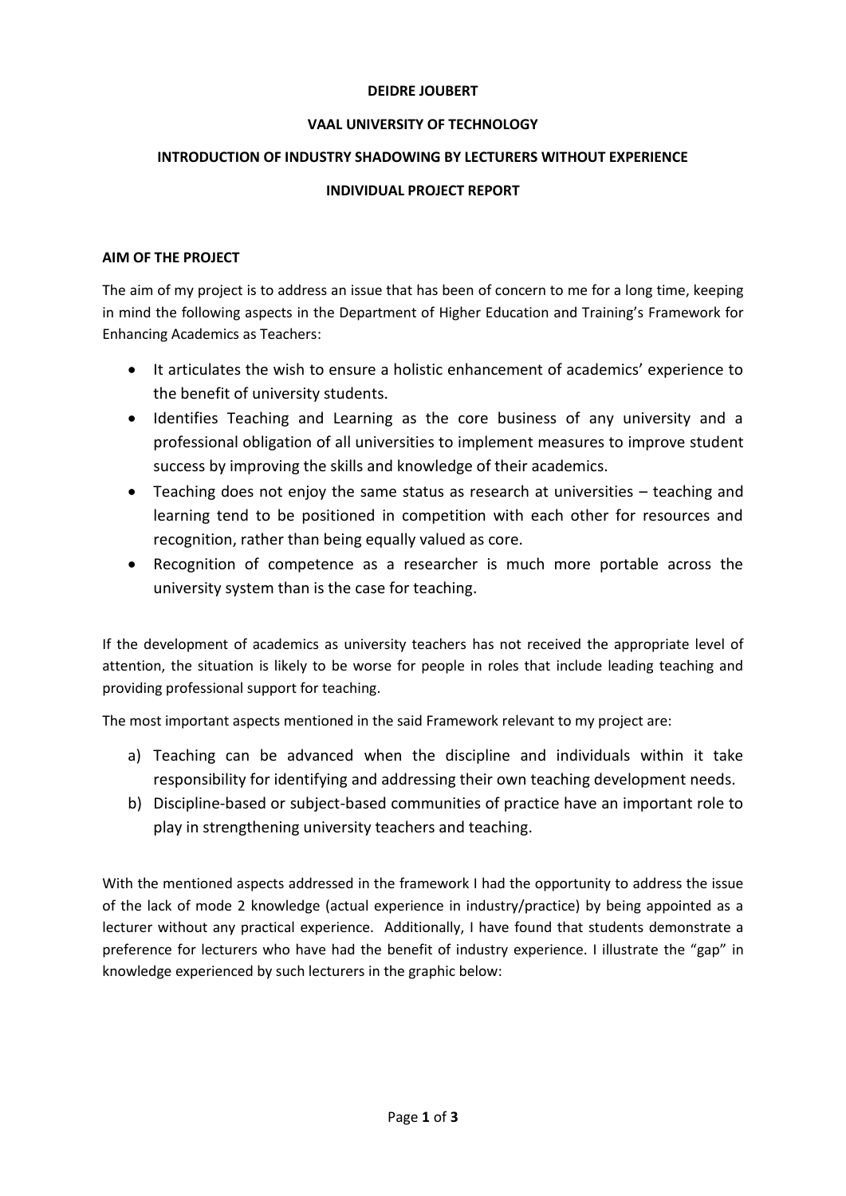**DEIDRE JOUBERT**

**VAAL UNIVERSITY OF TECHNOLOGY**

**INTRODUCTION OF INDUSTRY SHADOWING BY LECTURERS WITHOUT EXPERIENCE**

**INDIVIDUAL PROJECT REPORT**

**AIM OF THE PROJECT**

The aim of my project is to address an issue that has been of concern to me for a long time, keeping in mind the following aspects in the Department of Higher Education and Training's Framework for Enhancing Academics as Teachers:

- It articulates the wish to ensure a holistic enhancement of academics' experience to the benefit of university students.
- Identifies Teaching and Learning as the core business of any university and a professional obligation of all universities to implement measures to improve student success by improving the skills and knowledge of their academics.
- Teaching does not enjoy the same status as research at universities – teaching and learning tend to be positioned in competition with each other for resources and recognition, rather than being equally valued as core.
- Recognition of competence as a researcher is much more portable across the university system than is the case for teaching.

If the development of academics as university teachers has not received the appropriate level of attention, the situation is likely to be worse for people in roles that include leading teaching and providing professional support for teaching.

The most important aspects mentioned in the said Framework relevant to my project are:

a) Teaching can be advanced when the discipline and individuals within it take responsibility for identifying and addressing their own teaching development needs.
b) Discipline-based or subject-based communities of practice have an important role to play in strengthening university teachers and teaching.

With the mentioned aspects addressed in the framework I had the opportunity to address the issue of the lack of mode 2 knowledge (actual experience in industry/practice) by being appointed as a lecturer without any practical experience. Additionally, I have found that students demonstrate a preference for lecturers who have had the benefit of industry experience. I illustrate the "gap" in knowledge experienced by such lecturers in the graphic below: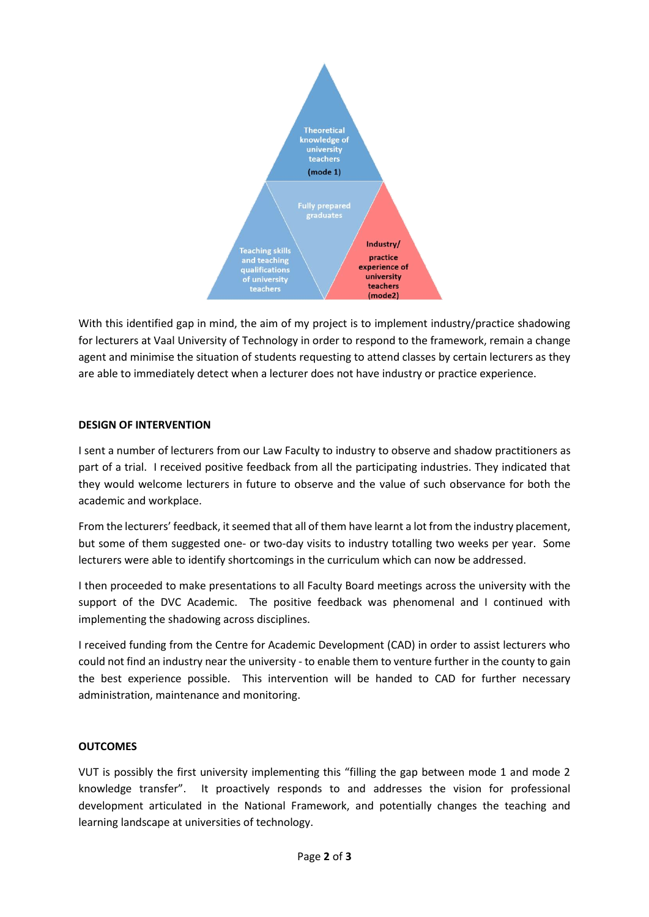Theoretical knowledge of university teachers (mode 1)

Fully prepared graduates

Teaching skills and teaching qualifications of university teachers

Industry/ practice experience of university teachers (mode2)

With this identified gap in mind, the aim of my project is to implement industry/practice shadowing for lecturers at Vaal University of Technology in order to respond to the framework, remain a change agent and minimise the situation of students requesting to attend classes by certain lecturers as they are able to immediately detect when a lecturer does not have industry or practice experience.

**DESIGN OF INTERVENTION**

I sent a number of lecturers from our Law Faculty to industry to observe and shadow practitioners as part of a trial. I received positive feedback from all the participating industries. They indicated that they would welcome lecturers in future to observe and the value of such observance for both the academic and workplace.

From the lecturers' feedback, it seemed that all of them have learnt a lot from the industry placement, but some of them suggested one- or two-day visits to industry totalling two weeks per year. Some lecturers were able to identify shortcomings in the curriculum which can now be addressed.

I then proceeded to make presentations to all Faculty Board meetings across the university with the support of the DVC Academic. The positive feedback was phenomenal and I continued with implementing the shadowing across disciplines.

I received funding from the Centre for Academic Development (CAD) in order to assist lecturers who could not find an industry near the university - to enable them to venture further in the county to gain the best experience possible. This intervention will be handed to CAD for further necessary administration, maintenance and monitoring.

**OUTCOMES**

VUT is possibly the first university implementing this "filling the gap between mode 1 and mode 2 knowledge transfer". It proactively responds to and addresses the vision for professional development articulated in the National Framework, and potentially changes the teaching and learning landscape at universities of technology.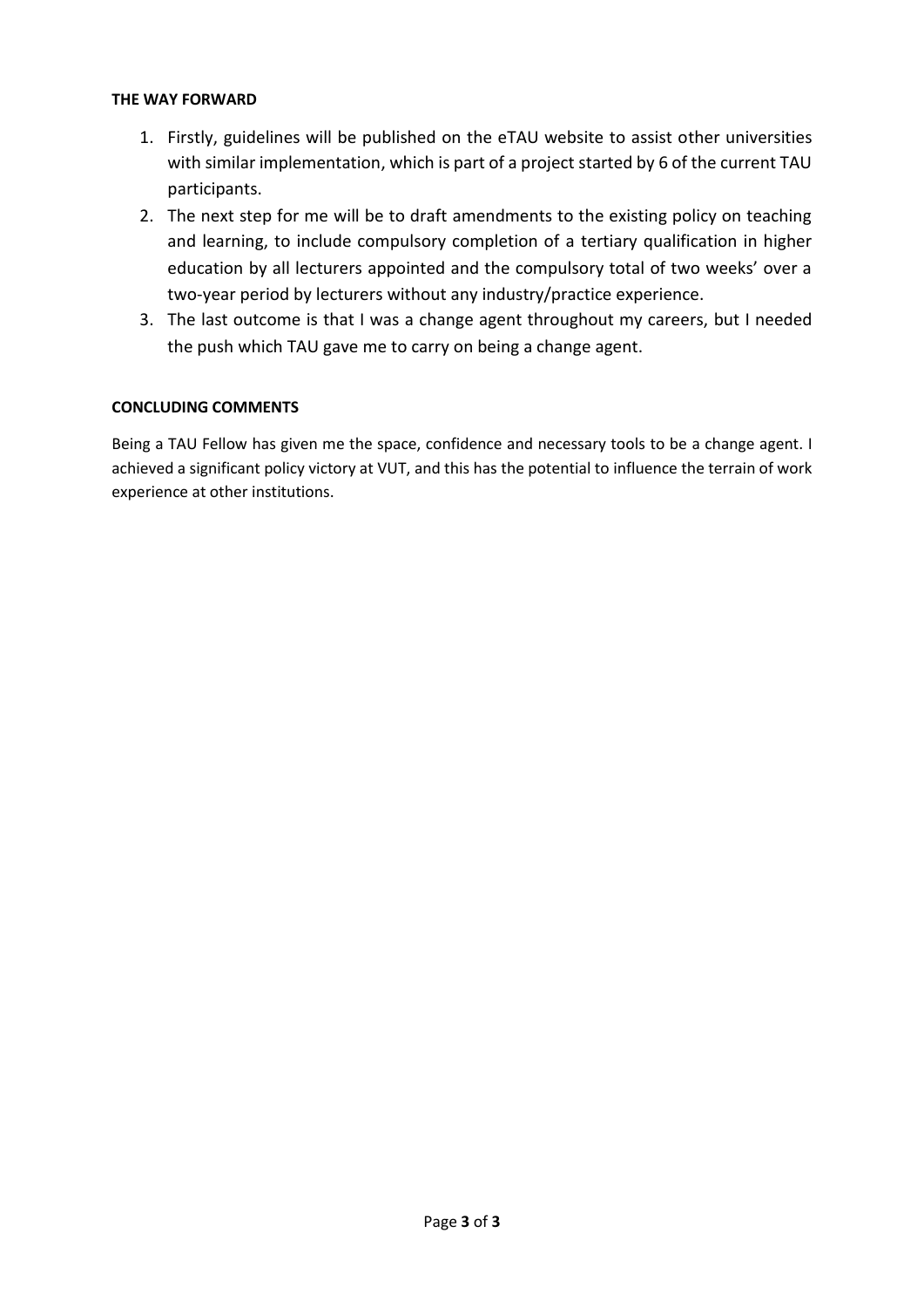**THE WAY FORWARD**

1. Firstly, guidelines will be published on the eTAU website to assist other universities with similar implementation, which is part of a project started by 6 of the current TAU participants.
2. The next step for me will be to draft amendments to the existing policy on teaching and learning, to include compulsory completion of a tertiary qualification in higher education by all lecturers appointed and the compulsory total of two weeks' over a two-year period by lecturers without any industry/practice experience.
3. The last outcome is that I was a change agent throughout my careers, but I needed the push which TAU gave me to carry on being a change agent.

**CONCLUDING COMMENTS**

Being a TAU Fellow has given me the space, confidence and necessary tools to be a change agent. I achieved a significant policy victory at VUT, and this has the potential to influence the terrain of work experience at other institutions.